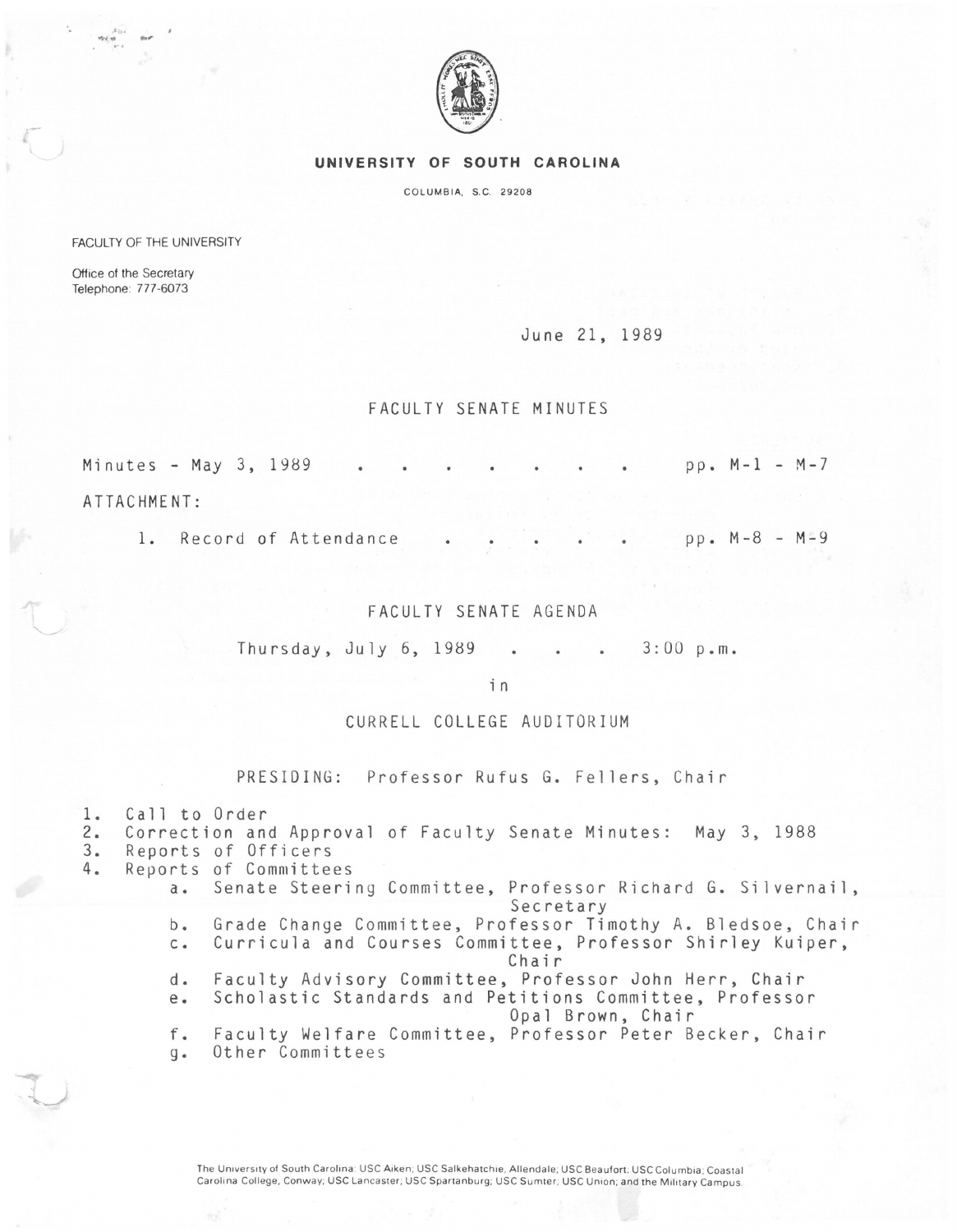# UNIVERSITY OF SOUTH CAROLINA

COLUMBIA, S.C. 29208

FACULTY OF THE UNIVERSITY

Office of the Secretary
Telephone: 777-6073

June 21, 1989

## FACULTY SENATE MINUTES

Minutes - May 3, 1989 . . . . . . . . pp. M-1 - M-7

ATTACHMENT:

1. Record of Attendance . . . . . . pp. M-8 - M-9

## FACULTY SENATE AGENDA

Thursday, July 6, 1989 . . . 3:00 p.m.

in

CURRELL COLLEGE AUDITORIUM

PRESIDING: Professor Rufus G. Fellers, Chair

1. Call to Order
2. Correction and Approval of Faculty Senate Minutes: May 3, 1988
3. Reports of Officers
4. Reports of Committees
   a. Senate Steering Committee, Professor Richard G. Silvernail, Secretary
   b. Grade Change Committee, Professor Timothy A. Bledsoe, Chair
   c. Curricula and Courses Committee, Professor Shirley Kuiper, Chair
   d. Faculty Advisory Committee, Professor John Herr, Chair
   e. Scholastic Standards and Petitions Committee, Professor Opal Brown, Chair
   f. Faculty Welfare Committee, Professor Peter Becker, Chair
   g. Other Committees

The University of South Carolina: USC Aiken; USC Salkehatchie, Allendale; USC Beaufort; USC Columbia; Coastal Carolina College, Conway; USC Lancaster; USC Spartanburg; USC Sumter; USC Union; and the Military Campus.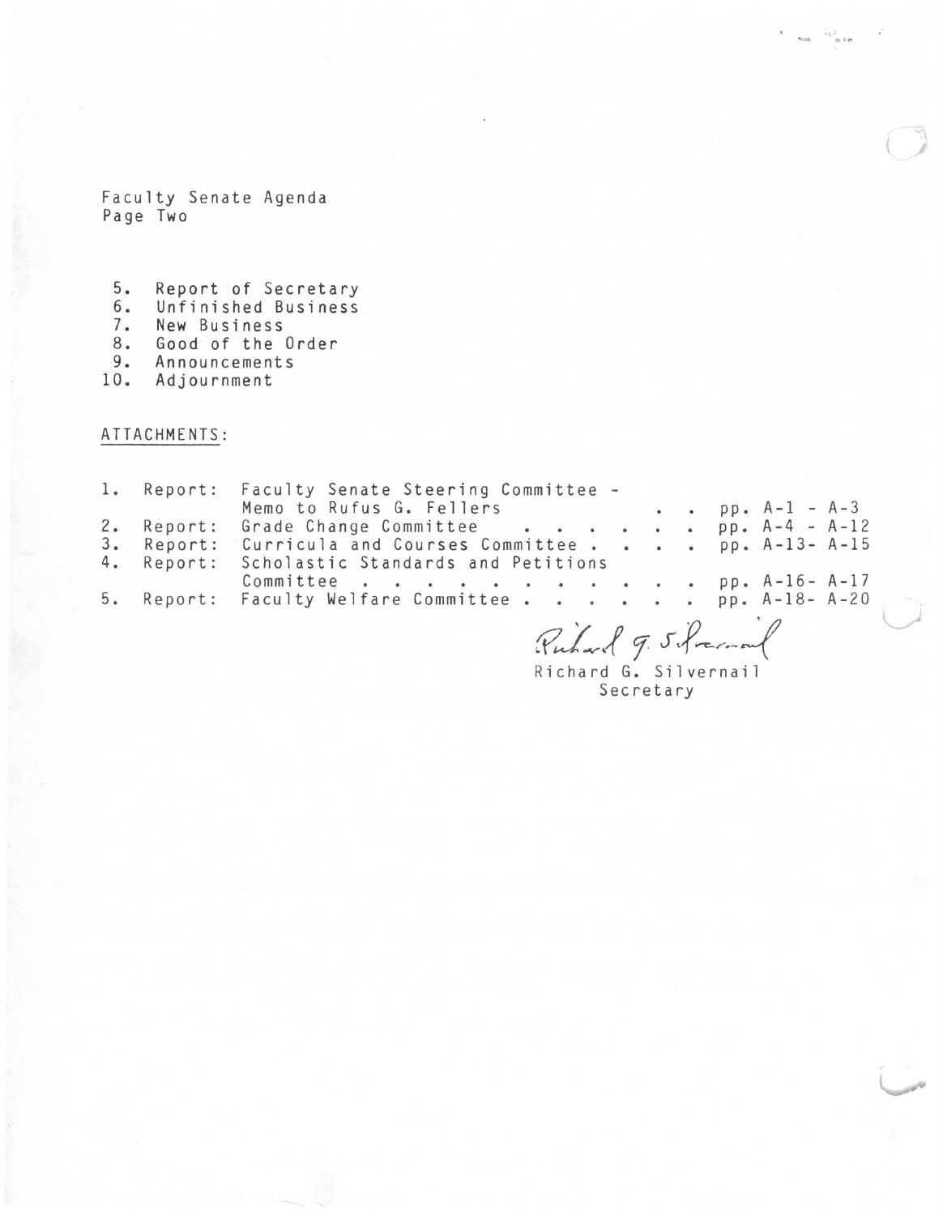Faculty Senate Agenda
Page Two

5. Report of Secretary
6. Unfinished Business
7. New Business
8. Good of the Order
9. Announcements
10. Adjournment

ATTACHMENTS:

| | | | |
|---|---|---|---|
| 1. | Report: | Faculty Senate Steering Committee - Memo to Rufus G. Fellers | pp. A-1 - A-3 |
| 2. | Report: | Grade Change Committee | pp. A-4 - A-12 |
| 3. | Report: | Curricula and Courses Committee | pp. A-13- A-15 |
| 4. | Report: | Scholastic Standards and Petitions Committee | pp. A-16- A-17 |
| 5. | Report: | Faculty Welfare Committee | pp. A-18- A-20 |

Richard G. Silvernail
Secretary